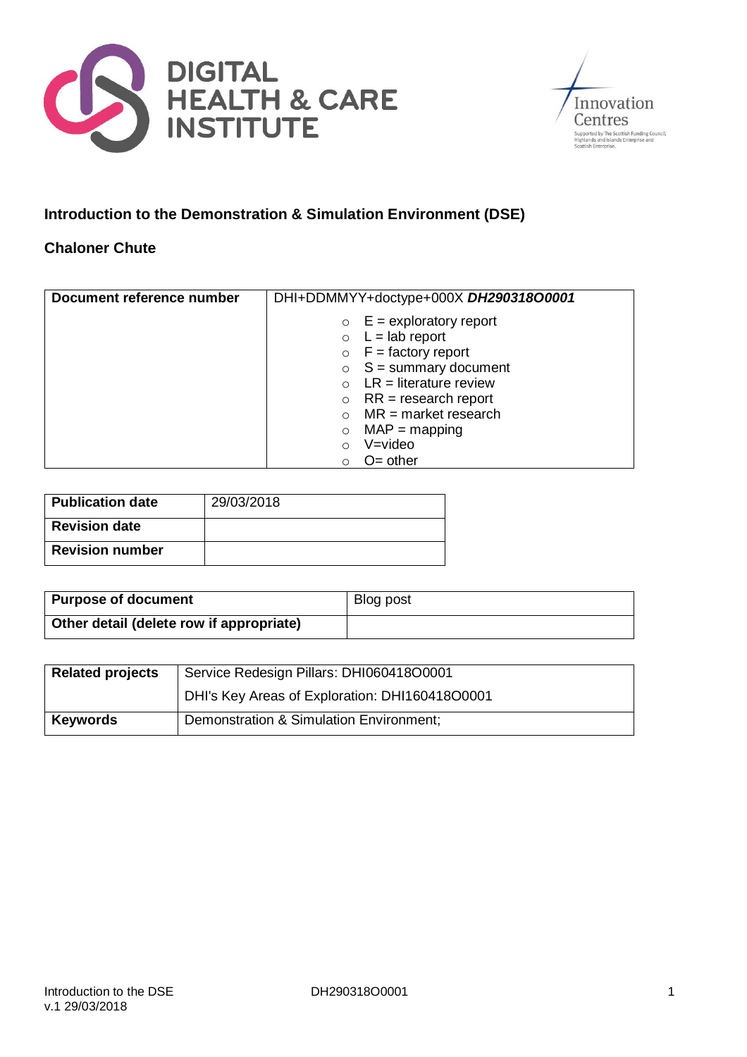DIGITAL HEALTH & CARE INSTITUTE

Innovation Centres

Supported by The Scottish Funding Council, Highlands and Islands Enterprise and Scottish Enterprise.

## Introduction to the Demonstration & Simulation Environment (DSE)

### Chaloner Chute

| **Document reference number** | DHI+DDMMYY+doctype+000X ***DH290318O0001*** |
|---|---|
| | ○ E = exploratory report<br>○ L = lab report<br>○ F = factory report<br>○ S = summary document<br>○ LR = literature review<br>○ RR = research report<br>○ MR = market research<br>○ MAP = mapping<br>○ V=video<br>○ O= other |

| **Publication date** | 29/03/2018 |
|---|---|
| **Revision date** | |
| **Revision number** | |

| **Purpose of document** | Blog post |
|---|---|
| **Other detail (delete row if appropriate)** | |

| **Related projects** | Service Redesign Pillars: DHI060418O0001 |
|---|---|
| | DHI's Key Areas of Exploration: DHI160418O0001 |
| **Keywords** | Demonstration & Simulation Environment; |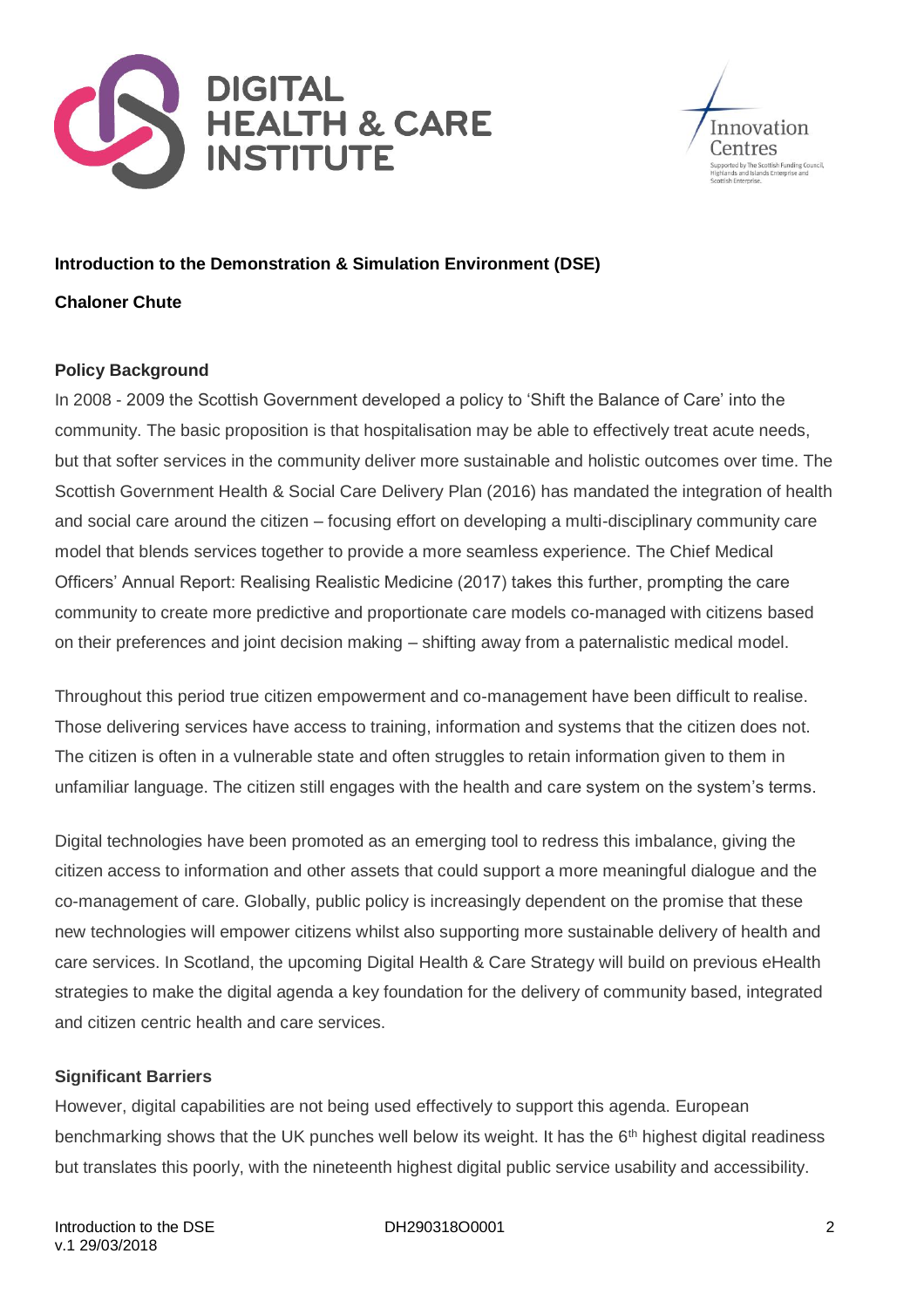**Introduction to the Demonstration & Simulation Environment (DSE)**

**Chaloner Chute**

**Policy Background**

In 2008 - 2009 the Scottish Government developed a policy to 'Shift the Balance of Care' into the community. The basic proposition is that hospitalisation may be able to effectively treat acute needs, but that softer services in the community deliver more sustainable and holistic outcomes over time. The Scottish Government Health & Social Care Delivery Plan (2016) has mandated the integration of health and social care around the citizen – focusing effort on developing a multi-disciplinary community care model that blends services together to provide a more seamless experience. The Chief Medical Officers' Annual Report: Realising Realistic Medicine (2017) takes this further, prompting the care community to create more predictive and proportionate care models co-managed with citizens based on their preferences and joint decision making – shifting away from a paternalistic medical model.

Throughout this period true citizen empowerment and co-management have been difficult to realise. Those delivering services have access to training, information and systems that the citizen does not. The citizen is often in a vulnerable state and often struggles to retain information given to them in unfamiliar language. The citizen still engages with the health and care system on the system's terms.

Digital technologies have been promoted as an emerging tool to redress this imbalance, giving the citizen access to information and other assets that could support a more meaningful dialogue and the co-management of care. Globally, public policy is increasingly dependent on the promise that these new technologies will empower citizens whilst also supporting more sustainable delivery of health and care services. In Scotland, the upcoming Digital Health & Care Strategy will build on previous eHealth strategies to make the digital agenda a key foundation for the delivery of community based, integrated and citizen centric health and care services.

**Significant Barriers**

However, digital capabilities are not being used effectively to support this agenda. European benchmarking shows that the UK punches well below its weight. It has the 6th highest digital readiness but translates this poorly, with the nineteenth highest digital public service usability and accessibility.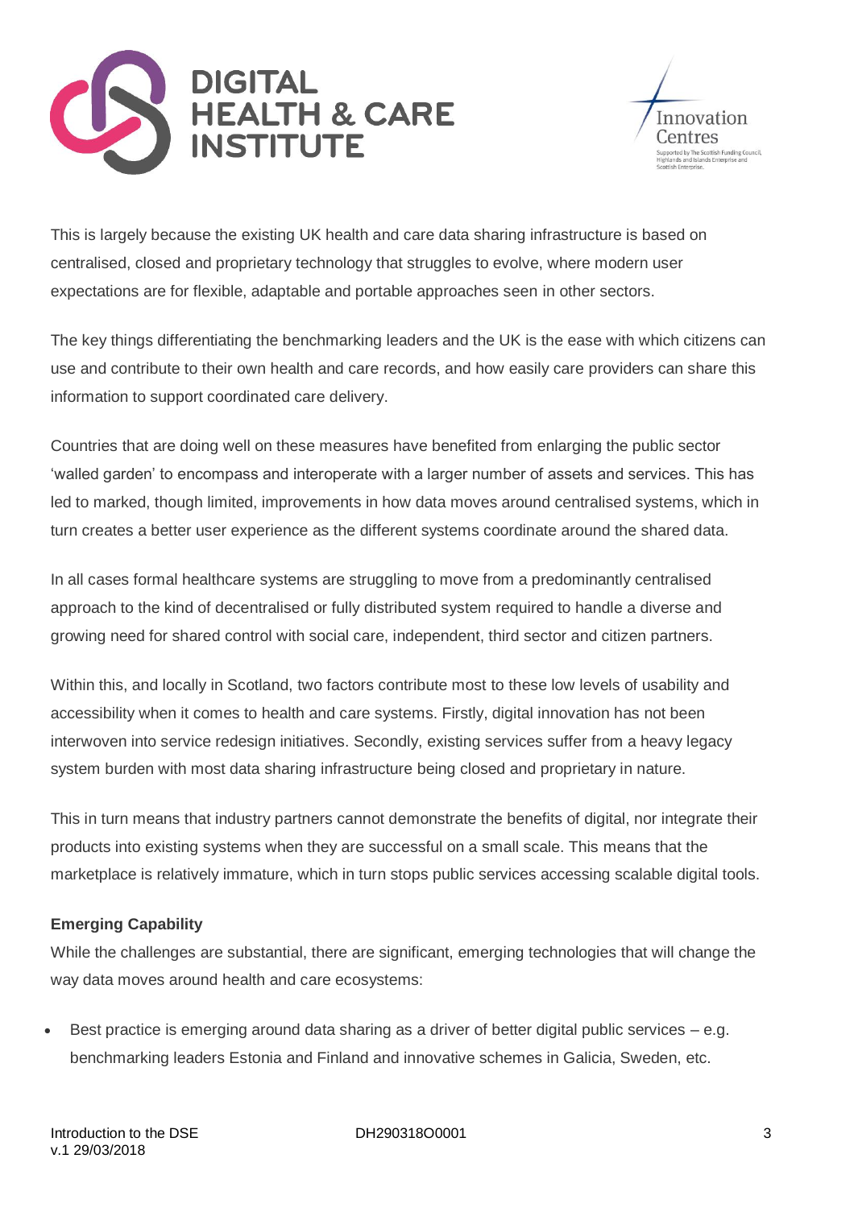This is largely because the existing UK health and care data sharing infrastructure is based on centralised, closed and proprietary technology that struggles to evolve, where modern user expectations are for flexible, adaptable and portable approaches seen in other sectors.

The key things differentiating the benchmarking leaders and the UK is the ease with which citizens can use and contribute to their own health and care records, and how easily care providers can share this information to support coordinated care delivery.

Countries that are doing well on these measures have benefited from enlarging the public sector 'walled garden' to encompass and interoperate with a larger number of assets and services. This has led to marked, though limited, improvements in how data moves around centralised systems, which in turn creates a better user experience as the different systems coordinate around the shared data.

In all cases formal healthcare systems are struggling to move from a predominantly centralised approach to the kind of decentralised or fully distributed system required to handle a diverse and growing need for shared control with social care, independent, third sector and citizen partners.

Within this, and locally in Scotland, two factors contribute most to these low levels of usability and accessibility when it comes to health and care systems. Firstly, digital innovation has not been interwoven into service redesign initiatives. Secondly, existing services suffer from a heavy legacy system burden with most data sharing infrastructure being closed and proprietary in nature.

This in turn means that industry partners cannot demonstrate the benefits of digital, nor integrate their products into existing systems when they are successful on a small scale. This means that the marketplace is relatively immature, which in turn stops public services accessing scalable digital tools.

**Emerging Capability**

While the challenges are substantial, there are significant, emerging technologies that will change the way data moves around health and care ecosystems:

- Best practice is emerging around data sharing as a driver of better digital public services – e.g. benchmarking leaders Estonia and Finland and innovative schemes in Galicia, Sweden, etc.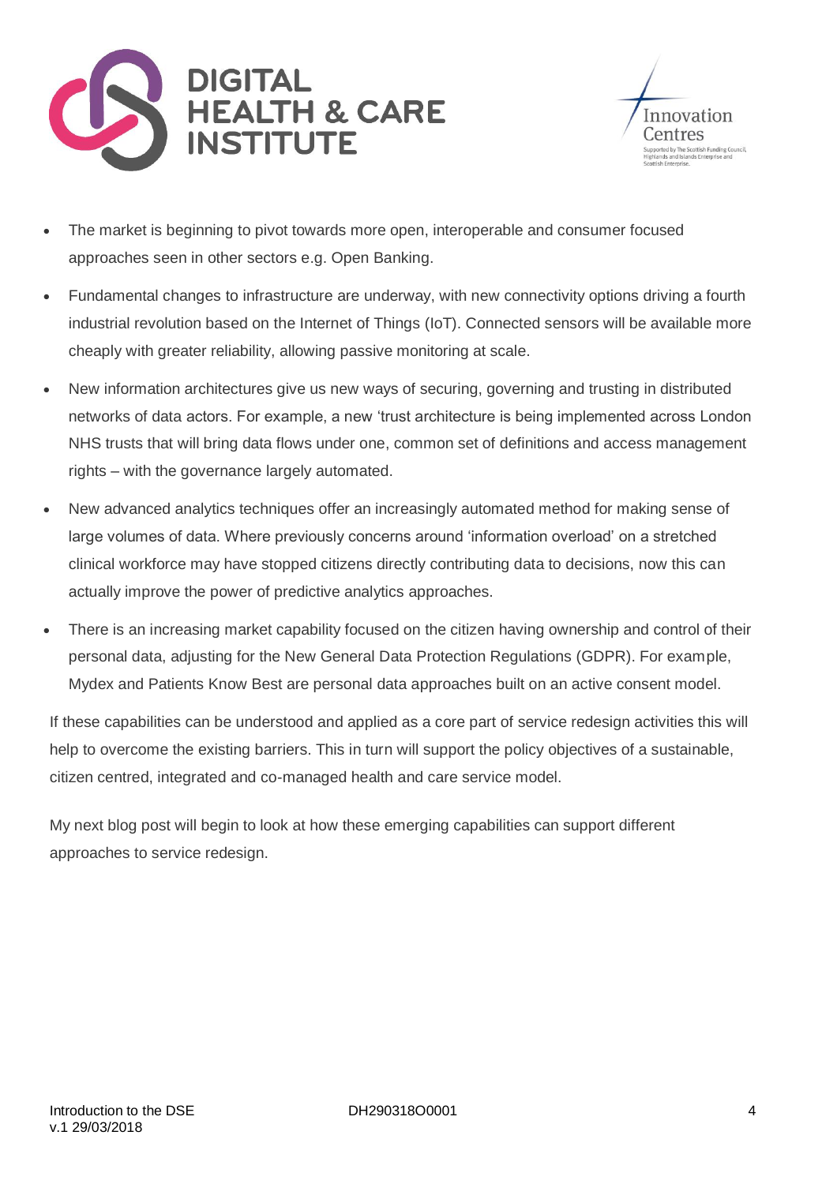- The market is beginning to pivot towards more open, interoperable and consumer focused approaches seen in other sectors e.g. Open Banking.
- Fundamental changes to infrastructure are underway, with new connectivity options driving a fourth industrial revolution based on the Internet of Things (IoT). Connected sensors will be available more cheaply with greater reliability, allowing passive monitoring at scale.
- New information architectures give us new ways of securing, governing and trusting in distributed networks of data actors. For example, a new 'trust architecture is being implemented across London NHS trusts that will bring data flows under one, common set of definitions and access management rights – with the governance largely automated.
- New advanced analytics techniques offer an increasingly automated method for making sense of large volumes of data. Where previously concerns around 'information overload' on a stretched clinical workforce may have stopped citizens directly contributing data to decisions, now this can actually improve the power of predictive analytics approaches.
- There is an increasing market capability focused on the citizen having ownership and control of their personal data, adjusting for the New General Data Protection Regulations (GDPR). For example, Mydex and Patients Know Best are personal data approaches built on an active consent model.

If these capabilities can be understood and applied as a core part of service redesign activities this will help to overcome the existing barriers. This in turn will support the policy objectives of a sustainable, citizen centred, integrated and co-managed health and care service model.

My next blog post will begin to look at how these emerging capabilities can support different approaches to service redesign.